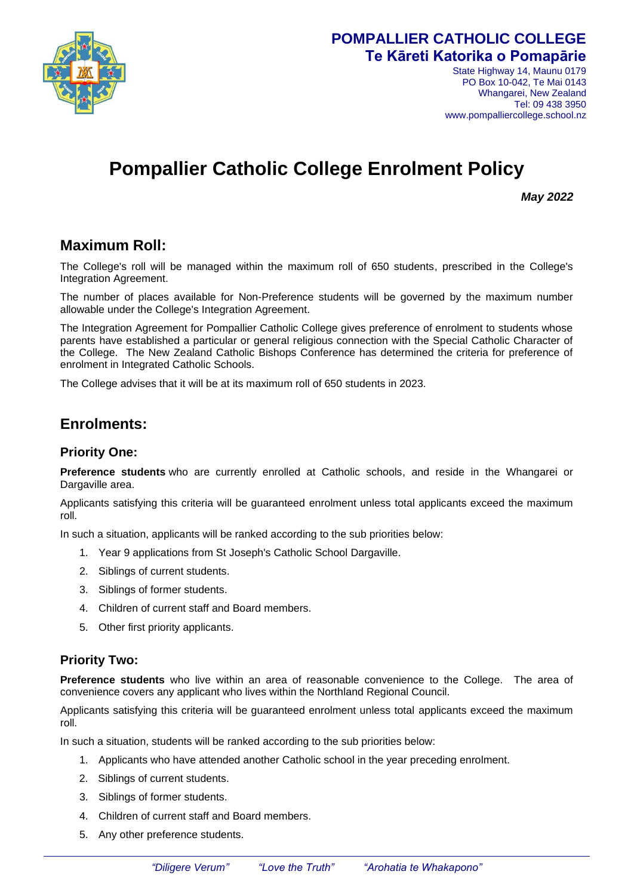**POMPALLIER CATHOLIC COLLEGE**
**Te Kāreti Katorika o Pomapārie**

State Highway 14, Maunu 0179
PO Box 10-042, Te Mai 0143
Whangarei, New Zealand
Tel: 09 438 3950
www.pompalliercollege.school.nz

# Pompallier Catholic College Enrolment Policy

***May 2022***

## Maximum Roll:

The College's roll will be managed within the maximum roll of 650 students, prescribed in the College's Integration Agreement.

The number of places available for Non-Preference students will be governed by the maximum number allowable under the College's Integration Agreement.

The Integration Agreement for Pompallier Catholic College gives preference of enrolment to students whose parents have established a particular or general religious connection with the Special Catholic Character of the College. The New Zealand Catholic Bishops Conference has determined the criteria for preference of enrolment in Integrated Catholic Schools.

The College advises that it will be at its maximum roll of 650 students in 2023.

## Enrolments:

### Priority One:

**Preference students** who are currently enrolled at Catholic schools, and reside in the Whangarei or Dargaville area.

Applicants satisfying this criteria will be guaranteed enrolment unless total applicants exceed the maximum roll.

In such a situation, applicants will be ranked according to the sub priorities below:

1. Year 9 applications from St Joseph's Catholic School Dargaville.
2. Siblings of current students.
3. Siblings of former students.
4. Children of current staff and Board members.
5. Other first priority applicants.

### Priority Two:

**Preference students** who live within an area of reasonable convenience to the College. The area of convenience covers any applicant who lives within the Northland Regional Council.

Applicants satisfying this criteria will be guaranteed enrolment unless total applicants exceed the maximum roll.

In such a situation, students will be ranked according to the sub priorities below:

1. Applicants who have attended another Catholic school in the year preceding enrolment.
2. Siblings of current students.
3. Siblings of former students.
4. Children of current staff and Board members.
5. Any other preference students.

*"Diligere Verum"* *"Love the Truth"* *"Arohatia te Whakapono"*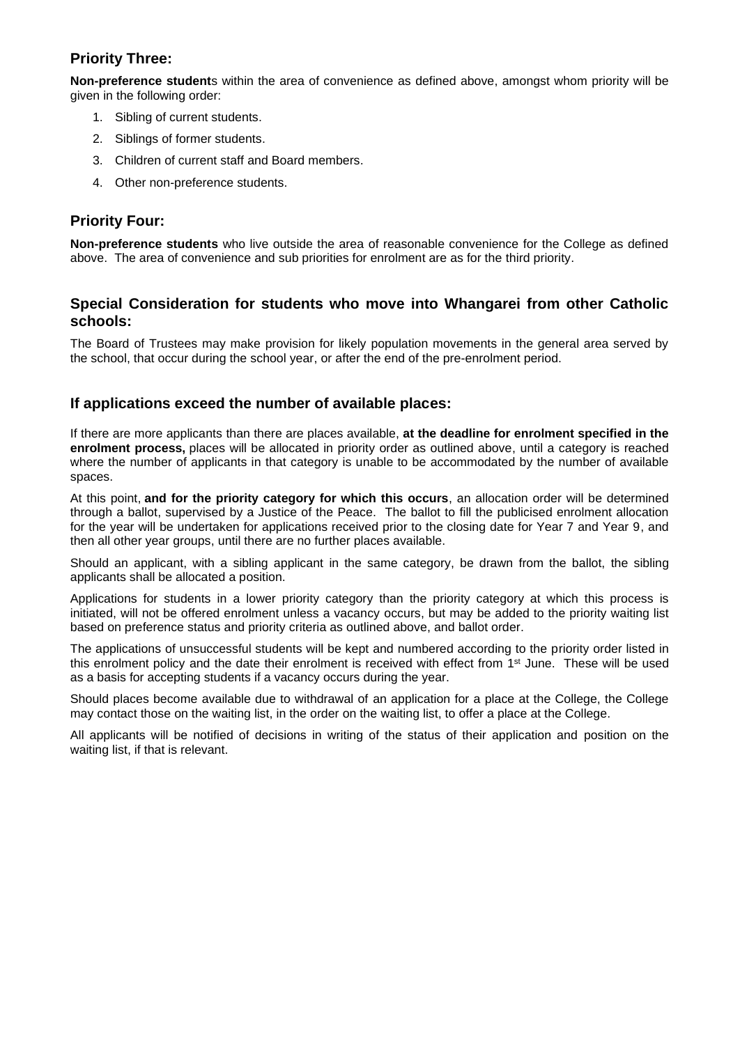## Priority Three:

**Non-preference student**s within the area of convenience as defined above, amongst whom priority will be given in the following order:

1. Sibling of current students.
2. Siblings of former students.
3. Children of current staff and Board members.
4. Other non-preference students.

## Priority Four:

**Non-preference students** who live outside the area of reasonable convenience for the College as defined above. The area of convenience and sub priorities for enrolment are as for the third priority.

## Special Consideration for students who move into Whangarei from other Catholic schools:

The Board of Trustees may make provision for likely population movements in the general area served by the school, that occur during the school year, or after the end of the pre-enrolment period.

## If applications exceed the number of available places:

If there are more applicants than there are places available, **at the deadline for enrolment specified in the enrolment process,** places will be allocated in priority order as outlined above, until a category is reached where the number of applicants in that category is unable to be accommodated by the number of available spaces.

At this point, **and for the priority category for which this occurs**, an allocation order will be determined through a ballot, supervised by a Justice of the Peace. The ballot to fill the publicised enrolment allocation for the year will be undertaken for applications received prior to the closing date for Year 7 and Year 9, and then all other year groups, until there are no further places available.

Should an applicant, with a sibling applicant in the same category, be drawn from the ballot, the sibling applicants shall be allocated a position.

Applications for students in a lower priority category than the priority category at which this process is initiated, will not be offered enrolment unless a vacancy occurs, but may be added to the priority waiting list based on preference status and priority criteria as outlined above, and ballot order.

The applications of unsuccessful students will be kept and numbered according to the priority order listed in this enrolment policy and the date their enrolment is received with effect from 1st June. These will be used as a basis for accepting students if a vacancy occurs during the year.

Should places become available due to withdrawal of an application for a place at the College, the College may contact those on the waiting list, in the order on the waiting list, to offer a place at the College.

All applicants will be notified of decisions in writing of the status of their application and position on the waiting list, if that is relevant.